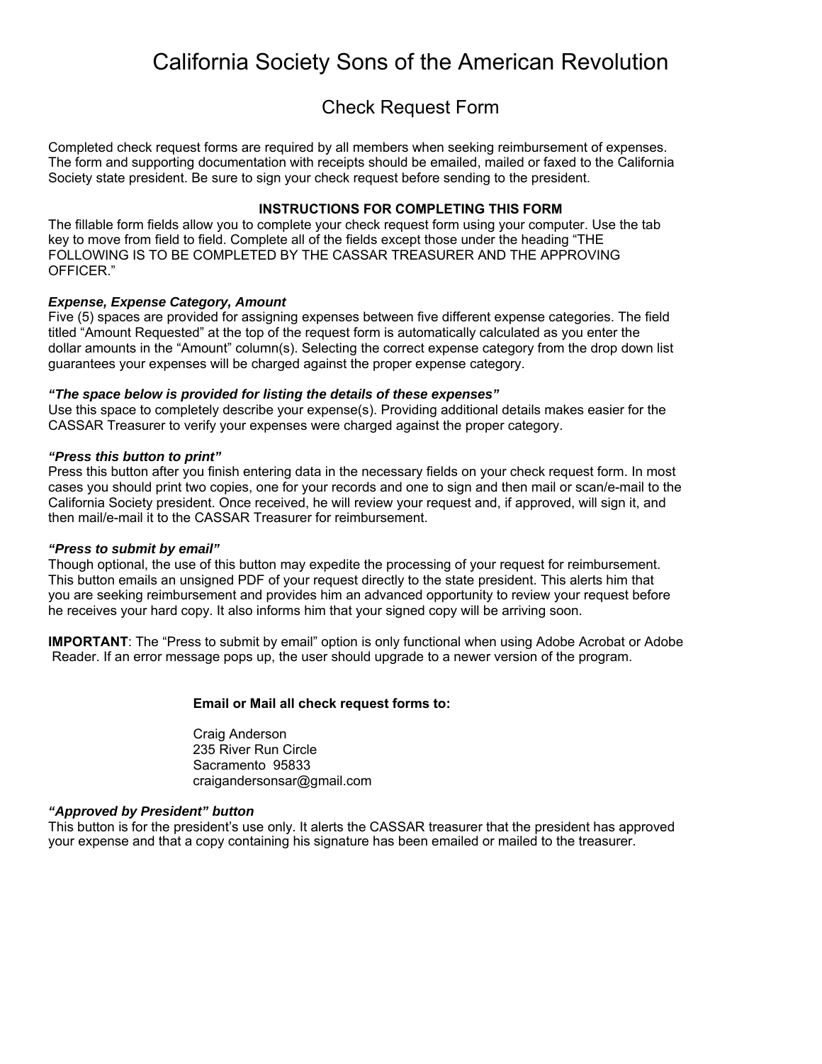# California Society Sons of the American Revolution

## Check Request Form

Completed check request forms are required by all members when seeking reimbursement of expenses. The form and supporting documentation with receipts should be emailed, mailed or faxed to the California Society state president. Be sure to sign your check request before sending to the president.

**INSTRUCTIONS FOR COMPLETING THIS FORM**

The fillable form fields allow you to complete your check request form using your computer. Use the tab key to move from field to field. Complete all of the fields except those under the heading "THE FOLLOWING IS TO BE COMPLETED BY THE CASSAR TREASURER AND THE APPROVING OFFICER."

***Expense, Expense Category, Amount***

Five (5) spaces are provided for assigning expenses between five different expense categories. The field titled "Amount Requested" at the top of the request form is automatically calculated as you enter the dollar amounts in the "Amount" column(s). Selecting the correct expense category from the drop down list guarantees your expenses will be charged against the proper expense category.

***"The space below is provided for listing the details of these expenses"***

Use this space to completely describe your expense(s). Providing additional details makes easier for the CASSAR Treasurer to verify your expenses were charged against the proper category.

***"Press this button to print"***

Press this button after you finish entering data in the necessary fields on your check request form. In most cases you should print two copies, one for your records and one to sign and then mail or scan/e-mail to the California Society president. Once received, he will review your request and, if approved, will sign it, and then mail/e-mail it to the CASSAR Treasurer for reimbursement.

***"Press to submit by email"***

Though optional, the use of this button may expedite the processing of your request for reimbursement. This button emails an unsigned PDF of your request directly to the state president. This alerts him that you are seeking reimbursement and provides him an advanced opportunity to review your request before he receives your hard copy. It also informs him that your signed copy will be arriving soon.

**IMPORTANT**: The "Press to submit by email" option is only functional when using Adobe Acrobat or Adobe Reader. If an error message pops up, the user should upgrade to a newer version of the program.

**Email or Mail all check request forms to:**

Craig Anderson
235 River Run Circle
Sacramento 95833
craigandersonsar@gmail.com

***"Approved by President" button***

This button is for the president's use only. It alerts the CASSAR treasurer that the president has approved your expense and that a copy containing his signature has been emailed or mailed to the treasurer.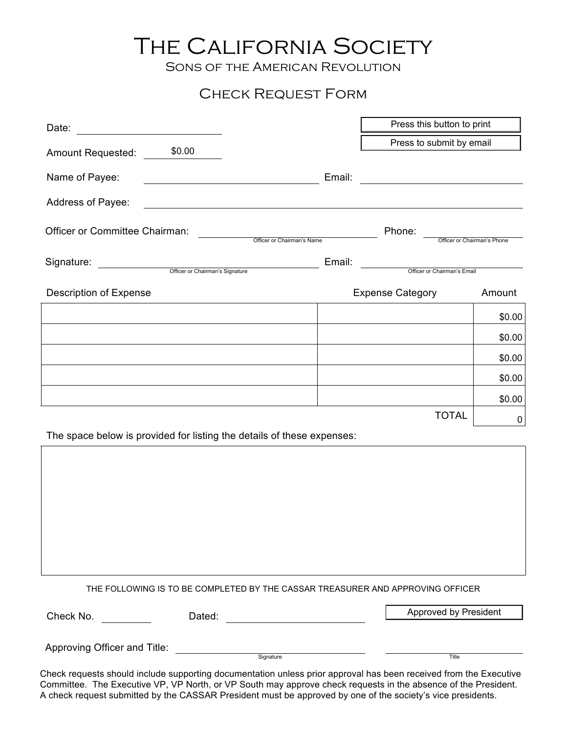# The California Society

## Sons of the American Revolution

## Check Request Form

Press this button to print

Press to submit by email

Date: ______________________

Amount Requested: $0.00

Name of Payee: ______________________ Email: ______________________

Address of Payee: ______________________

Officer or Committee Chairman: ______________________ Phone: ______________________
Officer or Chairman's Name | Officer or Chairman's Phone

Signature: ______________________ Email: ______________________
Officer or Chairman's Signature | Officer or Chairman's Email

| Description of Expense | Expense Category | Amount |
|---|---|---|
| | | $0.00 |
| | | $0.00 |
| | | $0.00 |
| | | $0.00 |
| | | $0.00 |
| | TOTAL | 0 |

The space below is provided for listing the details of these expenses:

THE FOLLOWING IS TO BE COMPLETED BY THE CASSAR TREASURER AND APPROVING OFFICER

Check No. __________ Dated: ______________________

Approved by President

Approving Officer and Title: ______________________ ______________________
Signature | Title

Check requests should include supporting documentation unless prior approval has been received from the Executive Committee. The Executive VP, VP North, or VP South may approve check requests in the absence of the President. A check request submitted by the CASSAR President must be approved by one of the society's vice presidents.